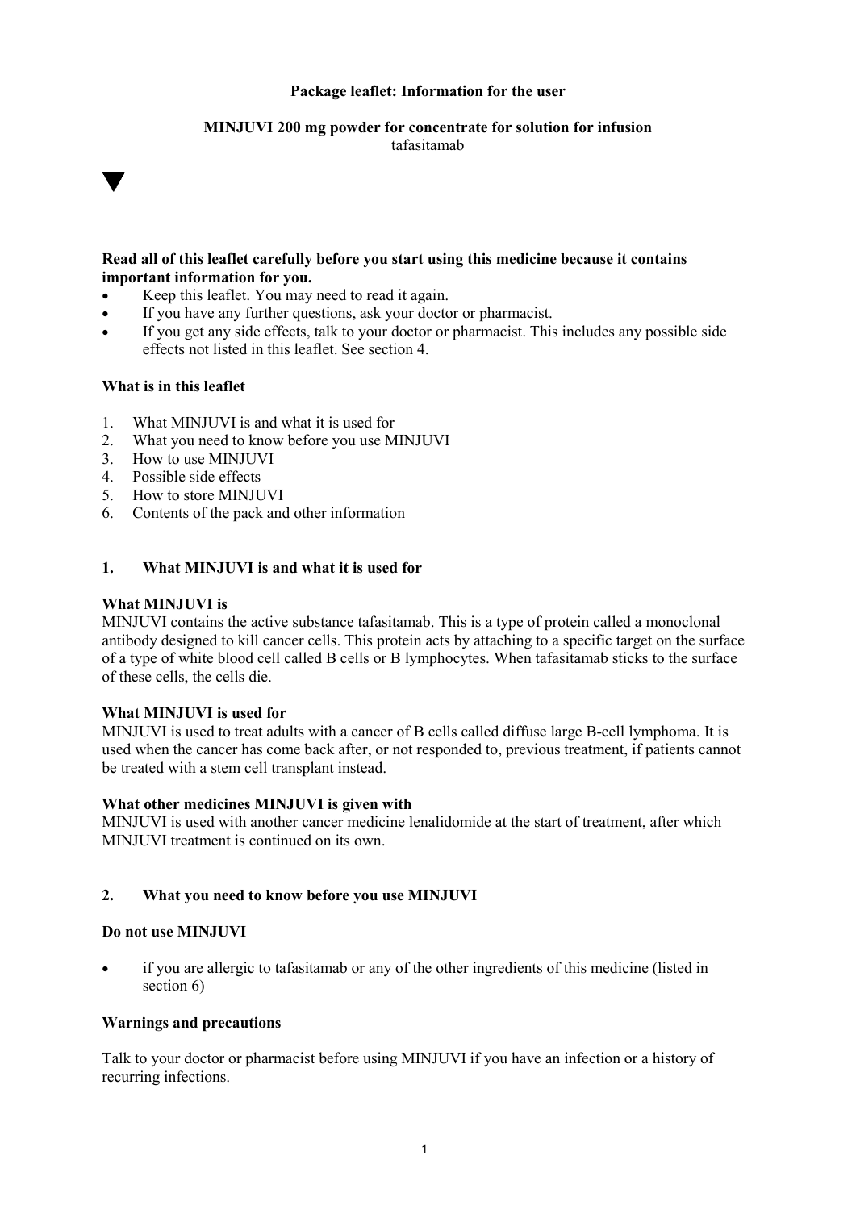**Package leaflet: Information for the user**

**MINJUVI 200 mg powder for concentrate for solution for infusion**
tafasitamab

▼

**Read all of this leaflet carefully before you start using this medicine because it contains important information for you.**

- Keep this leaflet. You may need to read it again.
- If you have any further questions, ask your doctor or pharmacist.
- If you get any side effects, talk to your doctor or pharmacist. This includes any possible side effects not listed in this leaflet. See section 4.

**What is in this leaflet**

1. What MINJUVI is and what it is used for
2. What you need to know before you use MINJUVI
3. How to use MINJUVI
4. Possible side effects
5. How to store MINJUVI
6. Contents of the pack and other information

## 1. What MINJUVI is and what it is used for

**What MINJUVI is**
MINJUVI contains the active substance tafasitamab. This is a type of protein called a monoclonal antibody designed to kill cancer cells. This protein acts by attaching to a specific target on the surface of a type of white blood cell called B cells or B lymphocytes. When tafasitamab sticks to the surface of these cells, the cells die.

**What MINJUVI is used for**
MINJUVI is used to treat adults with a cancer of B cells called diffuse large B-cell lymphoma. It is used when the cancer has come back after, or not responded to, previous treatment, if patients cannot be treated with a stem cell transplant instead.

**What other medicines MINJUVI is given with**
MINJUVI is used with another cancer medicine lenalidomide at the start of treatment, after which MINJUVI treatment is continued on its own.

## 2. What you need to know before you use MINJUVI

**Do not use MINJUVI**

- if you are allergic to tafasitamab or any of the other ingredients of this medicine (listed in section 6)

**Warnings and precautions**

Talk to your doctor or pharmacist before using MINJUVI if you have an infection or a history of recurring infections.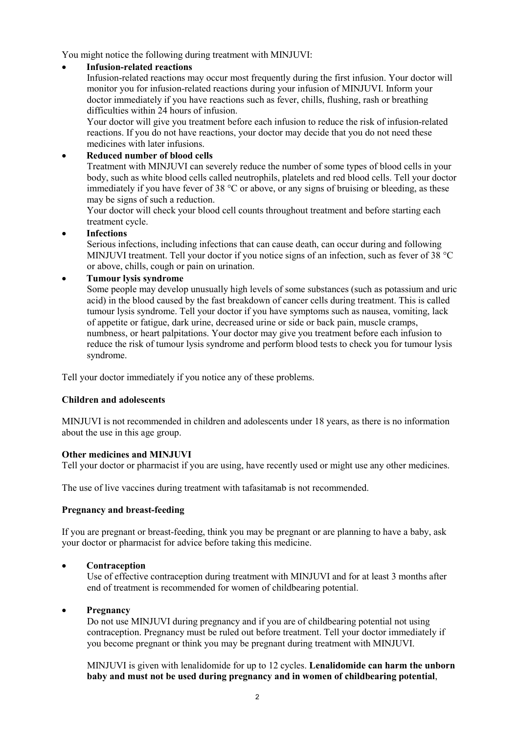You might notice the following during treatment with MINJUVI:

- **Infusion-related reactions**
  Infusion-related reactions may occur most frequently during the first infusion. Your doctor will monitor you for infusion-related reactions during your infusion of MINJUVI. Inform your doctor immediately if you have reactions such as fever, chills, flushing, rash or breathing difficulties within 24 hours of infusion.
  Your doctor will give you treatment before each infusion to reduce the risk of infusion-related reactions. If you do not have reactions, your doctor may decide that you do not need these medicines with later infusions.
- **Reduced number of blood cells**
  Treatment with MINJUVI can severely reduce the number of some types of blood cells in your body, such as white blood cells called neutrophils, platelets and red blood cells. Tell your doctor immediately if you have fever of 38 °C or above, or any signs of bruising or bleeding, as these may be signs of such a reduction.
  Your doctor will check your blood cell counts throughout treatment and before starting each treatment cycle.
- **Infections**
  Serious infections, including infections that can cause death, can occur during and following MINJUVI treatment. Tell your doctor if you notice signs of an infection, such as fever of 38 °C or above, chills, cough or pain on urination.
- **Tumour lysis syndrome**
  Some people may develop unusually high levels of some substances (such as potassium and uric acid) in the blood caused by the fast breakdown of cancer cells during treatment. This is called tumour lysis syndrome. Tell your doctor if you have symptoms such as nausea, vomiting, lack of appetite or fatigue, dark urine, decreased urine or side or back pain, muscle cramps, numbness, or heart palpitations. Your doctor may give you treatment before each infusion to reduce the risk of tumour lysis syndrome and perform blood tests to check you for tumour lysis syndrome.

Tell your doctor immediately if you notice any of these problems.

**Children and adolescents**

MINJUVI is not recommended in children and adolescents under 18 years, as there is no information about the use in this age group.

**Other medicines and MINJUVI**

Tell your doctor or pharmacist if you are using, have recently used or might use any other medicines.

The use of live vaccines during treatment with tafasitamab is not recommended.

**Pregnancy and breast-feeding**

If you are pregnant or breast-feeding, think you may be pregnant or are planning to have a baby, ask your doctor or pharmacist for advice before taking this medicine.

- **Contraception**
  Use of effective contraception during treatment with MINJUVI and for at least 3 months after end of treatment is recommended for women of childbearing potential.

- **Pregnancy**
  Do not use MINJUVI during pregnancy and if you are of childbearing potential not using contraception. Pregnancy must be ruled out before treatment. Tell your doctor immediately if you become pregnant or think you may be pregnant during treatment with MINJUVI.

  MINJUVI is given with lenalidomide for up to 12 cycles. **Lenalidomide can harm the unborn baby and must not be used during pregnancy and in women of childbearing potential**,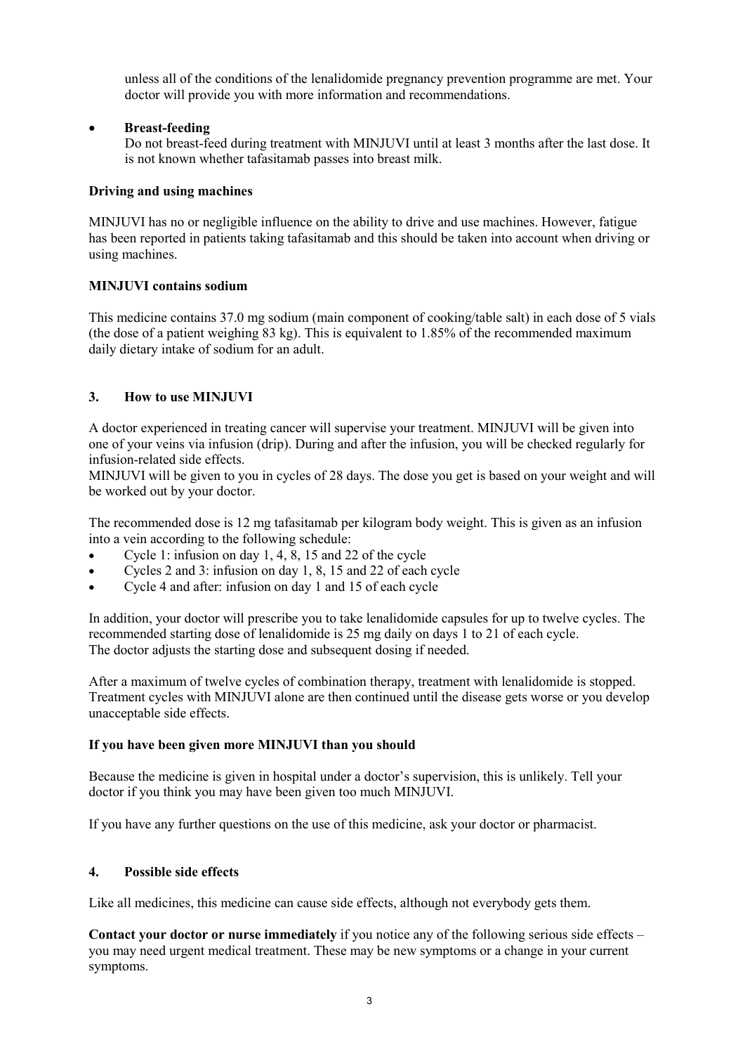unless all of the conditions of the lenalidomide pregnancy prevention programme are met. Your doctor will provide you with more information and recommendations.

- **Breast-feeding**
  Do not breast-feed during treatment with MINJUVI until at least 3 months after the last dose. It is not known whether tafasitamab passes into breast milk.

**Driving and using machines**

MINJUVI has no or negligible influence on the ability to drive and use machines. However, fatigue has been reported in patients taking tafasitamab and this should be taken into account when driving or using machines.

**MINJUVI contains sodium**

This medicine contains 37.0 mg sodium (main component of cooking/table salt) in each dose of 5 vials (the dose of a patient weighing 83 kg). This is equivalent to 1.85% of the recommended maximum daily dietary intake of sodium for an adult.

## 3. How to use MINJUVI

A doctor experienced in treating cancer will supervise your treatment. MINJUVI will be given into one of your veins via infusion (drip). During and after the infusion, you will be checked regularly for infusion-related side effects.
MINJUVI will be given to you in cycles of 28 days. The dose you get is based on your weight and will be worked out by your doctor.

The recommended dose is 12 mg tafasitamab per kilogram body weight. This is given as an infusion into a vein according to the following schedule:

- Cycle 1: infusion on day 1, 4, 8, 15 and 22 of the cycle
- Cycles 2 and 3: infusion on day 1, 8, 15 and 22 of each cycle
- Cycle 4 and after: infusion on day 1 and 15 of each cycle

In addition, your doctor will prescribe you to take lenalidomide capsules for up to twelve cycles. The recommended starting dose of lenalidomide is 25 mg daily on days 1 to 21 of each cycle.
The doctor adjusts the starting dose and subsequent dosing if needed.

After a maximum of twelve cycles of combination therapy, treatment with lenalidomide is stopped. Treatment cycles with MINJUVI alone are then continued until the disease gets worse or you develop unacceptable side effects.

**If you have been given more MINJUVI than you should**

Because the medicine is given in hospital under a doctor's supervision, this is unlikely. Tell your doctor if you think you may have been given too much MINJUVI.

If you have any further questions on the use of this medicine, ask your doctor or pharmacist.

## 4. Possible side effects

Like all medicines, this medicine can cause side effects, although not everybody gets them.

**Contact your doctor or nurse immediately** if you notice any of the following serious side effects – you may need urgent medical treatment. These may be new symptoms or a change in your current symptoms.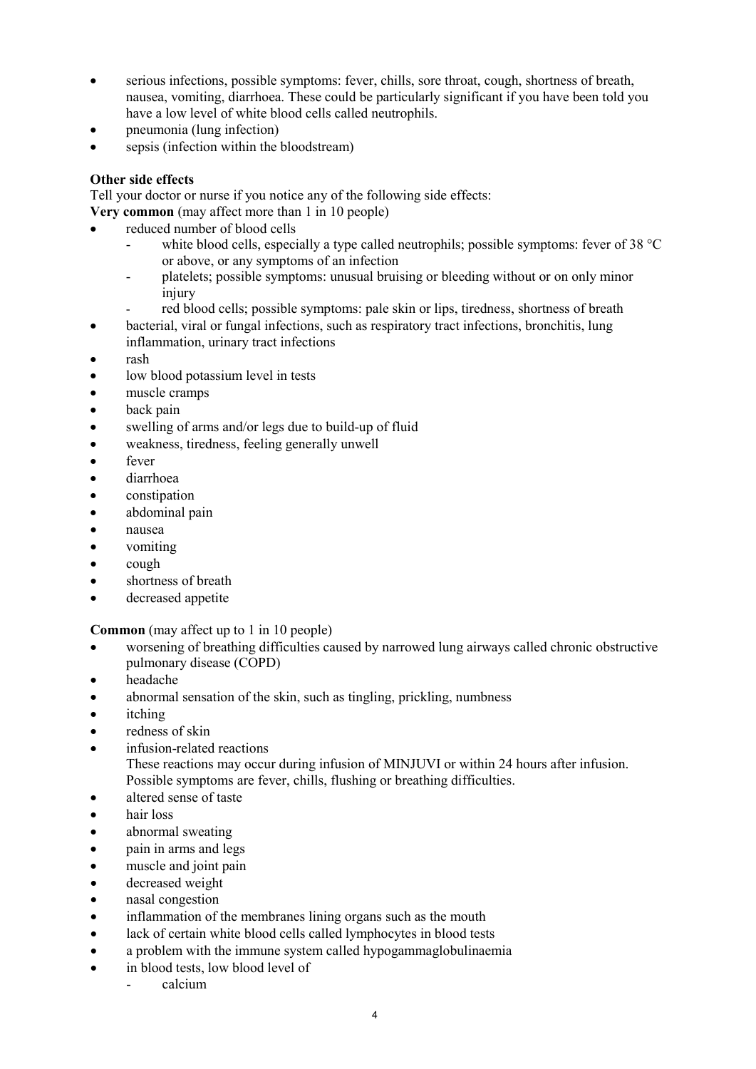- serious infections, possible symptoms: fever, chills, sore throat, cough, shortness of breath, nausea, vomiting, diarrhoea. These could be particularly significant if you have been told you have a low level of white blood cells called neutrophils.
- pneumonia (lung infection)
- sepsis (infection within the bloodstream)

**Other side effects**

Tell your doctor or nurse if you notice any of the following side effects:

**Very common** (may affect more than 1 in 10 people)

- reduced number of blood cells
  - white blood cells, especially a type called neutrophils; possible symptoms: fever of 38 °C or above, or any symptoms of an infection
  - platelets; possible symptoms: unusual bruising or bleeding without or on only minor injury
  - red blood cells; possible symptoms: pale skin or lips, tiredness, shortness of breath
- bacterial, viral or fungal infections, such as respiratory tract infections, bronchitis, lung inflammation, urinary tract infections
- rash
- low blood potassium level in tests
- muscle cramps
- back pain
- swelling of arms and/or legs due to build-up of fluid
- weakness, tiredness, feeling generally unwell
- fever
- diarrhoea
- constipation
- abdominal pain
- nausea
- vomiting
- cough
- shortness of breath
- decreased appetite

**Common** (may affect up to 1 in 10 people)

- worsening of breathing difficulties caused by narrowed lung airways called chronic obstructive pulmonary disease (COPD)
- headache
- abnormal sensation of the skin, such as tingling, prickling, numbness
- itching
- redness of skin
- infusion-related reactions
  These reactions may occur during infusion of MINJUVI or within 24 hours after infusion. Possible symptoms are fever, chills, flushing or breathing difficulties.
- altered sense of taste
- hair loss
- abnormal sweating
- pain in arms and legs
- muscle and joint pain
- decreased weight
- nasal congestion
- inflammation of the membranes lining organs such as the mouth
- lack of certain white blood cells called lymphocytes in blood tests
- a problem with the immune system called hypogammaglobulinaemia
- in blood tests, low blood level of
  - calcium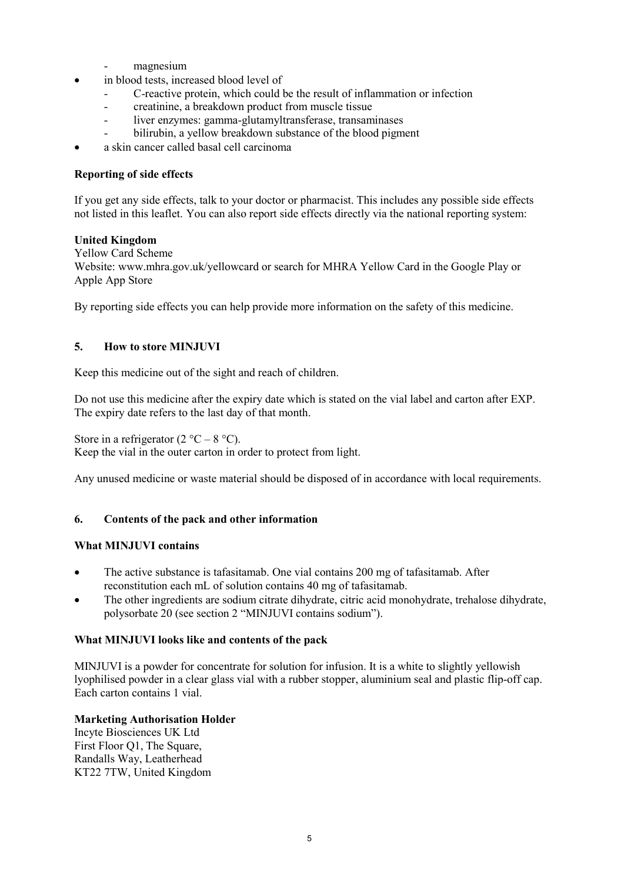- magnesium
- in blood tests, increased blood level of
    - C-reactive protein, which could be the result of inflammation or infection
    - creatinine, a breakdown product from muscle tissue
    - liver enzymes: gamma-glutamyltransferase, transaminases
    - bilirubin, a yellow breakdown substance of the blood pigment
- a skin cancer called basal cell carcinoma

**Reporting of side effects**

If you get any side effects, talk to your doctor or pharmacist. This includes any possible side effects not listed in this leaflet. You can also report side effects directly via the national reporting system:

**United Kingdom**
Yellow Card Scheme
Website: www.mhra.gov.uk/yellowcard or search for MHRA Yellow Card in the Google Play or Apple App Store

By reporting side effects you can help provide more information on the safety of this medicine.

## 5. How to store MINJUVI

Keep this medicine out of the sight and reach of children.

Do not use this medicine after the expiry date which is stated on the vial label and carton after EXP. The expiry date refers to the last day of that month.

Store in a refrigerator (2 °C – 8 °C).
Keep the vial in the outer carton in order to protect from light.

Any unused medicine or waste material should be disposed of in accordance with local requirements.

## 6. Contents of the pack and other information

**What MINJUVI contains**

- The active substance is tafasitamab. One vial contains 200 mg of tafasitamab. After reconstitution each mL of solution contains 40 mg of tafasitamab.
- The other ingredients are sodium citrate dihydrate, citric acid monohydrate, trehalose dihydrate, polysorbate 20 (see section 2 "MINJUVI contains sodium").

**What MINJUVI looks like and contents of the pack**

MINJUVI is a powder for concentrate for solution for infusion. It is a white to slightly yellowish lyophilised powder in a clear glass vial with a rubber stopper, aluminium seal and plastic flip-off cap. Each carton contains 1 vial.

**Marketing Authorisation Holder**
Incyte Biosciences UK Ltd
First Floor Q1, The Square,
Randalls Way, Leatherhead
KT22 7TW, United Kingdom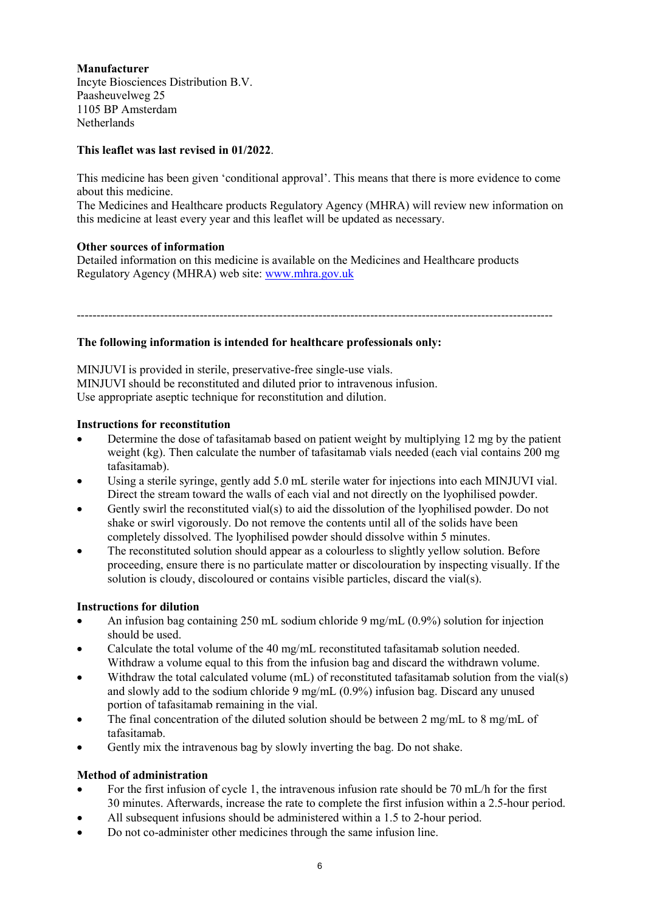**Manufacturer**
Incyte Biosciences Distribution B.V.
Paasheuvelweg 25
1105 BP Amsterdam
Netherlands

**This leaflet was last revised in 01/2022**.

This medicine has been given 'conditional approval'. This means that there is more evidence to come about this medicine.
The Medicines and Healthcare products Regulatory Agency (MHRA) will review new information on this medicine at least every year and this leaflet will be updated as necessary.

**Other sources of information**
Detailed information on this medicine is available on the Medicines and Healthcare products Regulatory Agency (MHRA) web site: www.mhra.gov.uk

---

**The following information is intended for healthcare professionals only:**

MINJUVI is provided in sterile, preservative-free single-use vials.
MINJUVI should be reconstituted and diluted prior to intravenous infusion.
Use appropriate aseptic technique for reconstitution and dilution.

**Instructions for reconstitution**

- Determine the dose of tafasitamab based on patient weight by multiplying 12 mg by the patient weight (kg). Then calculate the number of tafasitamab vials needed (each vial contains 200 mg tafasitamab).
- Using a sterile syringe, gently add 5.0 mL sterile water for injections into each MINJUVI vial. Direct the stream toward the walls of each vial and not directly on the lyophilised powder.
- Gently swirl the reconstituted vial(s) to aid the dissolution of the lyophilised powder. Do not shake or swirl vigorously. Do not remove the contents until all of the solids have been completely dissolved. The lyophilised powder should dissolve within 5 minutes.
- The reconstituted solution should appear as a colourless to slightly yellow solution. Before proceeding, ensure there is no particulate matter or discolouration by inspecting visually. If the solution is cloudy, discoloured or contains visible particles, discard the vial(s).

**Instructions for dilution**

- An infusion bag containing 250 mL sodium chloride 9 mg/mL (0.9%) solution for injection should be used.
- Calculate the total volume of the 40 mg/mL reconstituted tafasitamab solution needed. Withdraw a volume equal to this from the infusion bag and discard the withdrawn volume.
- Withdraw the total calculated volume (mL) of reconstituted tafasitamab solution from the vial(s) and slowly add to the sodium chloride 9 mg/mL (0.9%) infusion bag. Discard any unused portion of tafasitamab remaining in the vial.
- The final concentration of the diluted solution should be between 2 mg/mL to 8 mg/mL of tafasitamab.
- Gently mix the intravenous bag by slowly inverting the bag. Do not shake.

**Method of administration**

- For the first infusion of cycle 1, the intravenous infusion rate should be 70 mL/h for the first 30 minutes. Afterwards, increase the rate to complete the first infusion within a 2.5-hour period.
- All subsequent infusions should be administered within a 1.5 to 2-hour period.
- Do not co-administer other medicines through the same infusion line.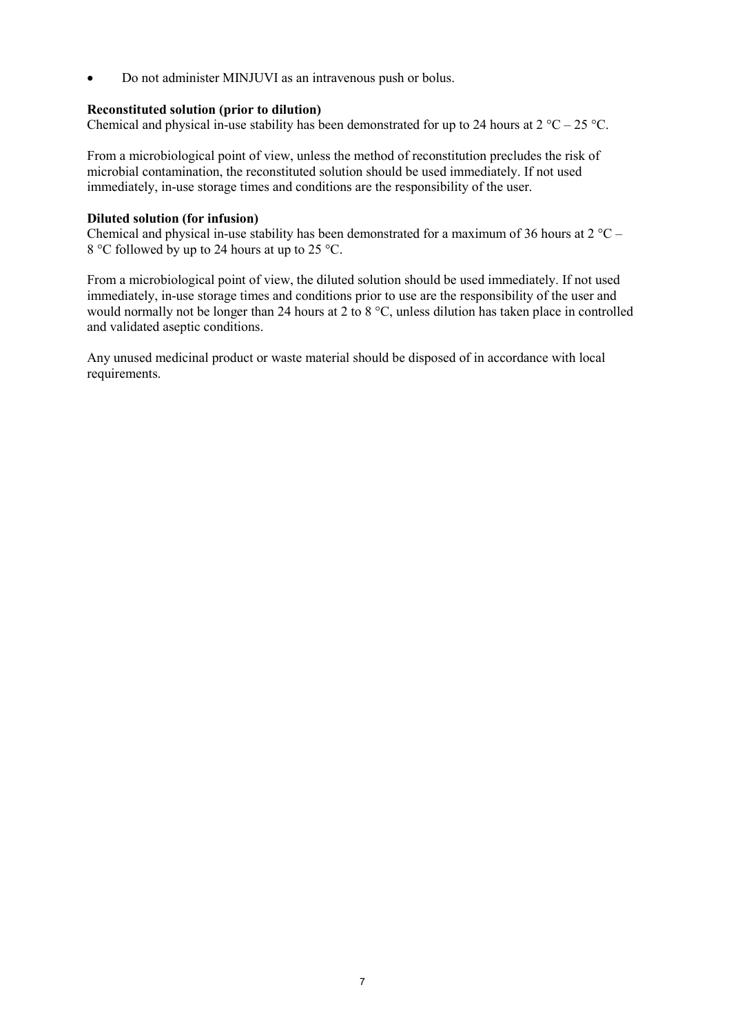- Do not administer MINJUVI as an intravenous push or bolus.

**Reconstituted solution (prior to dilution)**
Chemical and physical in-use stability has been demonstrated for up to 24 hours at 2 °C – 25 °C.

From a microbiological point of view, unless the method of reconstitution precludes the risk of microbial contamination, the reconstituted solution should be used immediately. If not used immediately, in-use storage times and conditions are the responsibility of the user.

**Diluted solution (for infusion)**
Chemical and physical in-use stability has been demonstrated for a maximum of 36 hours at 2 °C – 8 °C followed by up to 24 hours at up to 25 °C.

From a microbiological point of view, the diluted solution should be used immediately. If not used immediately, in-use storage times and conditions prior to use are the responsibility of the user and would normally not be longer than 24 hours at 2 to 8 °C, unless dilution has taken place in controlled and validated aseptic conditions.

Any unused medicinal product or waste material should be disposed of in accordance with local requirements.